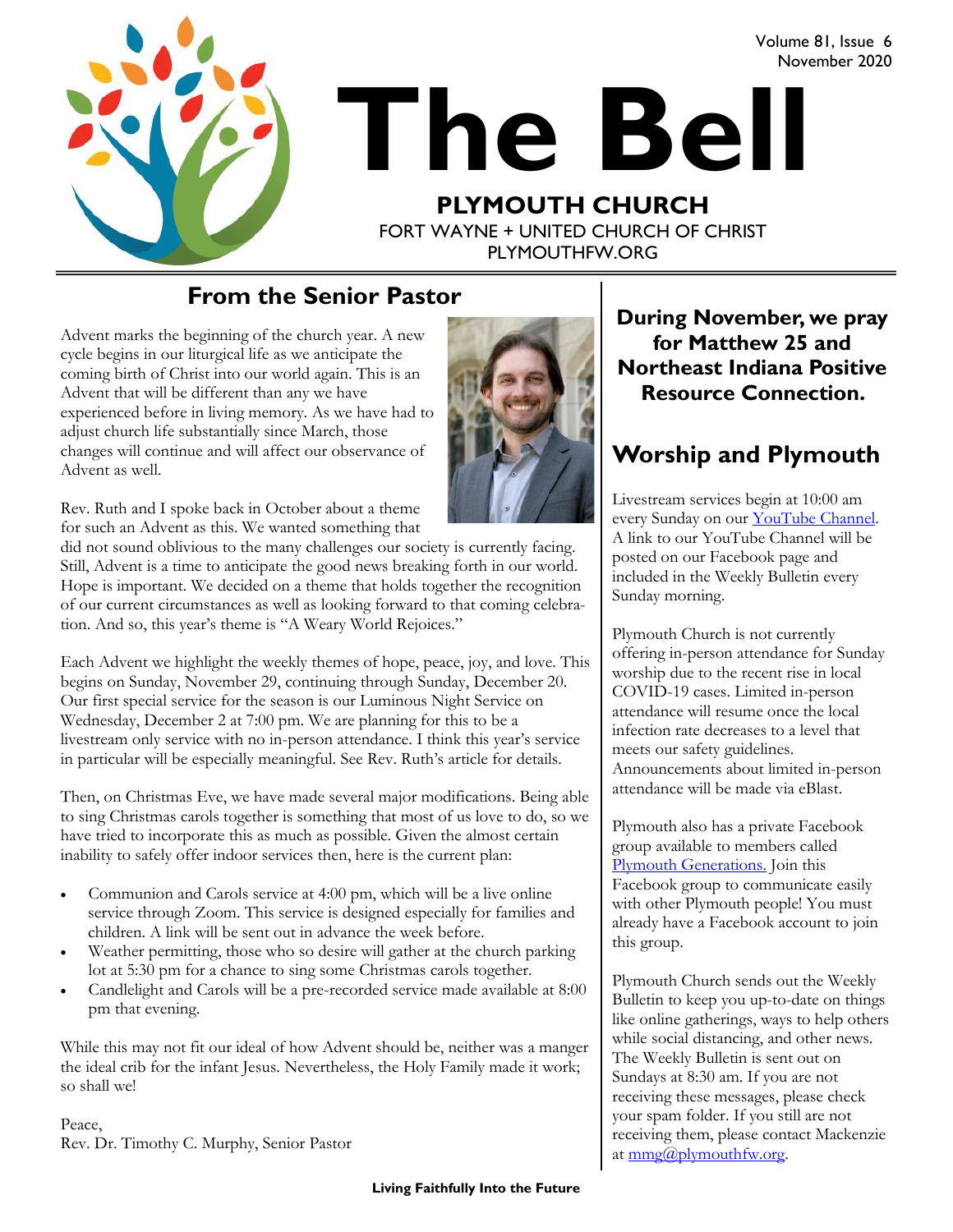Volume 81, Issue 6
November 2020

# The Bell

**PLYMOUTH CHURCH**
FORT WAYNE + UNITED CHURCH OF CHRIST
PLYMOUTHFW.ORG

## From the Senior Pastor

Advent marks the beginning of the church year. A new cycle begins in our liturgical life as we anticipate the coming birth of Christ into our world again. This is an Advent that will be different than any we have experienced before in living memory. As we have had to adjust church life substantially since March, those changes will continue and will affect our observance of Advent as well.

Rev. Ruth and I spoke back in October about a theme for such an Advent as this. We wanted something that did not sound oblivious to the many challenges our society is currently facing. Still, Advent is a time to anticipate the good news breaking forth in our world. Hope is important. We decided on a theme that holds together the recognition of our current circumstances as well as looking forward to that coming celebration. And so, this year's theme is "A Weary World Rejoices."

Each Advent we highlight the weekly themes of hope, peace, joy, and love. This begins on Sunday, November 29, continuing through Sunday, December 20. Our first special service for the season is our Luminous Night Service on Wednesday, December 2 at 7:00 pm. We are planning for this to be a livestream only service with no in-person attendance. I think this year's service in particular will be especially meaningful. See Rev. Ruth's article for details.

Then, on Christmas Eve, we have made several major modifications. Being able to sing Christmas carols together is something that most of us love to do, so we have tried to incorporate this as much as possible. Given the almost certain inability to safely offer indoor services then, here is the current plan:

- Communion and Carols service at 4:00 pm, which will be a live online service through Zoom. This service is designed especially for families and children. A link will be sent out in advance the week before.
- Weather permitting, those who so desire will gather at the church parking lot at 5:30 pm for a chance to sing some Christmas carols together.
- Candlelight and Carols will be a pre-recorded service made available at 8:00 pm that evening.

While this may not fit our ideal of how Advent should be, neither was a manger the ideal crib for the infant Jesus. Nevertheless, the Holy Family made it work; so shall we!

Peace,
Rev. Dr. Timothy C. Murphy, Senior Pastor

**During November, we pray for Matthew 25 and Northeast Indiana Positive Resource Connection.**

## Worship and Plymouth

Livestream services begin at 10:00 am every Sunday on our YouTube Channel. A link to our YouTube Channel will be posted on our Facebook page and included in the Weekly Bulletin every Sunday morning.

Plymouth Church is not currently offering in-person attendance for Sunday worship due to the recent rise in local COVID-19 cases. Limited in-person attendance will resume once the local infection rate decreases to a level that meets our safety guidelines. Announcements about limited in-person attendance will be made via eBlast.

Plymouth also has a private Facebook group available to members called Plymouth Generations. Join this Facebook group to communicate easily with other Plymouth people! You must already have a Facebook account to join this group.

Plymouth Church sends out the Weekly Bulletin to keep you up-to-date on things like online gatherings, ways to help others while social distancing, and other news. The Weekly Bulletin is sent out on Sundays at 8:30 am. If you are not receiving these messages, please check your spam folder. If you still are not receiving them, please contact Mackenzie at mmg@plymouthfw.org.

**Living Faithfully Into the Future**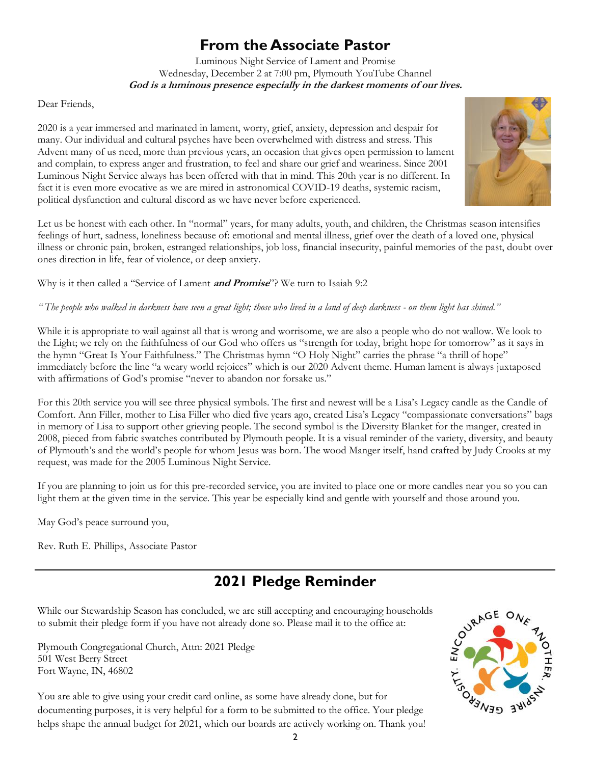# From the Associate Pastor

Luminous Night Service of Lament and Promise
Wednesday, December 2 at 7:00 pm, Plymouth YouTube Channel
***God is a luminous presence especially in the darkest moments of our lives.***

Dear Friends,

2020 is a year immersed and marinated in lament, worry, grief, anxiety, depression and despair for many. Our individual and cultural psyches have been overwhelmed with distress and stress. This Advent many of us need, more than previous years, an occasion that gives open permission to lament and complain, to express anger and frustration, to feel and share our grief and weariness. Since 2001 Luminous Night Service always has been offered with that in mind. This 20th year is no different. In fact it is even more evocative as we are mired in astronomical COVID-19 deaths, systemic racism, political dysfunction and cultural discord as we have never before experienced.

Let us be honest with each other. In "normal" years, for many adults, youth, and children, the Christmas season intensifies feelings of hurt, sadness, loneliness because of: emotional and mental illness, grief over the death of a loved one, physical illness or chronic pain, broken, estranged relationships, job loss, financial insecurity, painful memories of the past, doubt over ones direction in life, fear of violence, or deep anxiety.

Why is it then called a "Service of Lament ***and Promise***"? We turn to Isaiah 9:2

*"The people who walked in darkness have seen a great light; those who lived in a land of deep darkness - on them light has shined."*

While it is appropriate to wail against all that is wrong and worrisome, we are also a people who do not wallow. We look to the Light; we rely on the faithfulness of our God who offers us "strength for today, bright hope for tomorrow" as it says in the hymn "Great Is Your Faithfulness." The Christmas hymn "O Holy Night" carries the phrase "a thrill of hope" immediately before the line "a weary world rejoices" which is our 2020 Advent theme. Human lament is always juxtaposed with affirmations of God's promise "never to abandon nor forsake us."

For this 20th service you will see three physical symbols. The first and newest will be a Lisa's Legacy candle as the Candle of Comfort. Ann Filler, mother to Lisa Filler who died five years ago, created Lisa's Legacy "compassionate conversations" bags in memory of Lisa to support other grieving people. The second symbol is the Diversity Blanket for the manger, created in 2008, pieced from fabric swatches contributed by Plymouth people. It is a visual reminder of the variety, diversity, and beauty of Plymouth's and the world's people for whom Jesus was born. The wood Manger itself, hand crafted by Judy Crooks at my request, was made for the 2005 Luminous Night Service.

If you are planning to join us for this pre-recorded service, you are invited to place one or more candles near you so you can light them at the given time in the service. This year be especially kind and gentle with yourself and those around you.

May God's peace surround you,

Rev. Ruth E. Phillips, Associate Pastor

# 2021 Pledge Reminder

While our Stewardship Season has concluded, we are still accepting and encouraging households to submit their pledge form if you have not already done so. Please mail it to the office at:

Plymouth Congregational Church, Attn: 2021 Pledge
501 West Berry Street
Fort Wayne, IN, 46802

You are able to give using your credit card online, as some have already done, but for documenting purposes, it is very helpful for a form to be submitted to the office. Your pledge helps shape the annual budget for 2021, which our boards are actively working on. Thank you!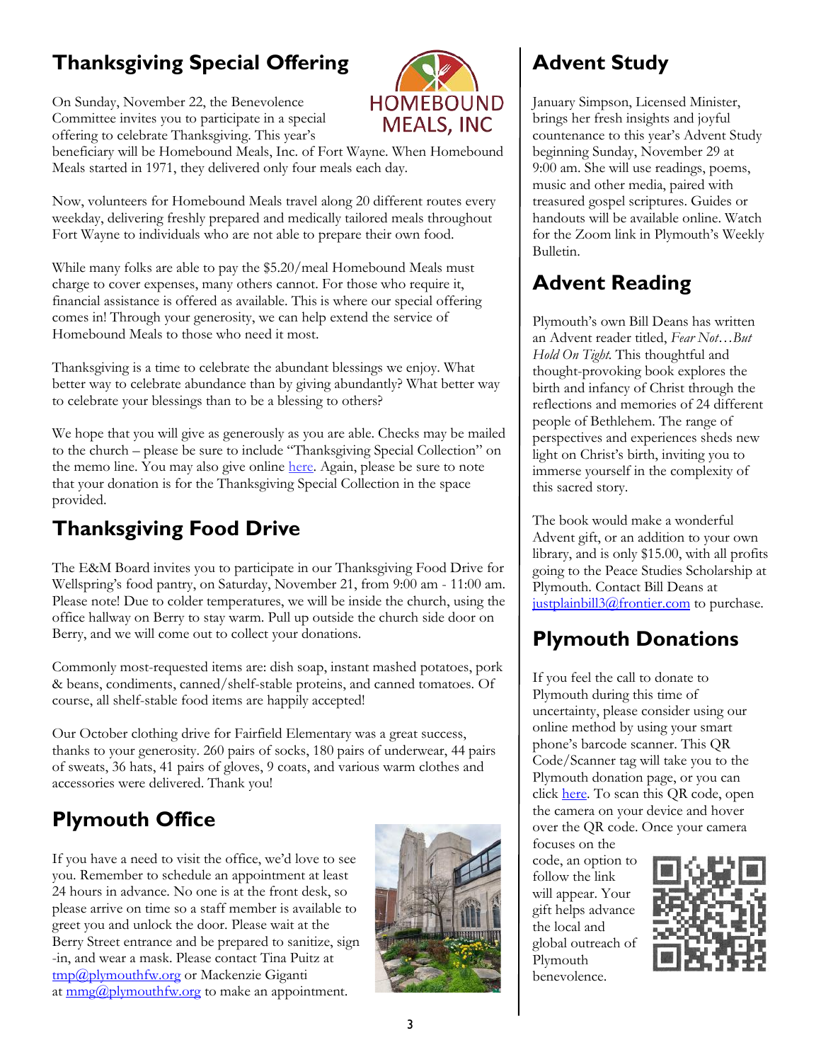## Thanksgiving Special Offering

On Sunday, November 22, the Benevolence Committee invites you to participate in a special offering to celebrate Thanksgiving. This year's beneficiary will be Homebound Meals, Inc. of Fort Wayne. When Homebound Meals started in 1971, they delivered only four meals each day.

Now, volunteers for Homebound Meals travel along 20 different routes every weekday, delivering freshly prepared and medically tailored meals throughout Fort Wayne to individuals who are not able to prepare their own food.

While many folks are able to pay the $5.20/meal Homebound Meals must charge to cover expenses, many others cannot. For those who require it, financial assistance is offered as available. This is where our special offering comes in! Through your generosity, we can help extend the service of Homebound Meals to those who need it most.

Thanksgiving is a time to celebrate the abundant blessings we enjoy. What better way to celebrate abundance than by giving abundantly? What better way to celebrate your blessings than to be a blessing to others?

We hope that you will give as generously as you are able. Checks may be mailed to the church – please be sure to include "Thanksgiving Special Collection" on the memo line. You may also give online here. Again, please be sure to note that your donation is for the Thanksgiving Special Collection in the space provided.

## Thanksgiving Food Drive

The E&M Board invites you to participate in our Thanksgiving Food Drive for Wellspring's food pantry, on Saturday, November 21, from 9:00 am - 11:00 am. Please note! Due to colder temperatures, we will be inside the church, using the office hallway on Berry to stay warm. Pull up outside the church side door on Berry, and we will come out to collect your donations.

Commonly most-requested items are: dish soap, instant mashed potatoes, pork & beans, condiments, canned/shelf-stable proteins, and canned tomatoes. Of course, all shelf-stable food items are happily accepted!

Our October clothing drive for Fairfield Elementary was a great success, thanks to your generosity. 260 pairs of socks, 180 pairs of underwear, 44 pairs of sweats, 36 hats, 41 pairs of gloves, 9 coats, and various warm clothes and accessories were delivered. Thank you!

## Plymouth Office

If you have a need to visit the office, we'd love to see you. Remember to schedule an appointment at least 24 hours in advance. No one is at the front desk, so please arrive on time so a staff member is available to greet you and unlock the door. Please wait at the Berry Street entrance and be prepared to sanitize, sign-in, and wear a mask. Please contact Tina Puitz at tmp@plymouthfw.org or Mackenzie Giganti at mmg@plymouthfw.org to make an appointment.

## Advent Study

January Simpson, Licensed Minister, brings her fresh insights and joyful countenance to this year's Advent Study beginning Sunday, November 29 at 9:00 am. She will use readings, poems, music and other media, paired with treasured gospel scriptures. Guides or handouts will be available online. Watch for the Zoom link in Plymouth's Weekly Bulletin.

## Advent Reading

Plymouth's own Bill Deans has written an Advent reader titled, *Fear Not…But Hold On Tight.* This thoughtful and thought-provoking book explores the birth and infancy of Christ through the reflections and memories of 24 different people of Bethlehem. The range of perspectives and experiences sheds new light on Christ's birth, inviting you to immerse yourself in the complexity of this sacred story.

The book would make a wonderful Advent gift, or an addition to your own library, and is only $15.00, with all profits going to the Peace Studies Scholarship at Plymouth. Contact Bill Deans at justplainbill3@frontier.com to purchase.

## Plymouth Donations

If you feel the call to donate to Plymouth during this time of uncertainty, please consider using our online method by using your smart phone's barcode scanner. This QR Code/Scanner tag will take you to the Plymouth donation page, or you can click here. To scan this QR code, open the camera on your device and hover over the QR code. Once your camera focuses on the code, an option to follow the link will appear. Your gift helps advance the local and global outreach of Plymouth benevolence.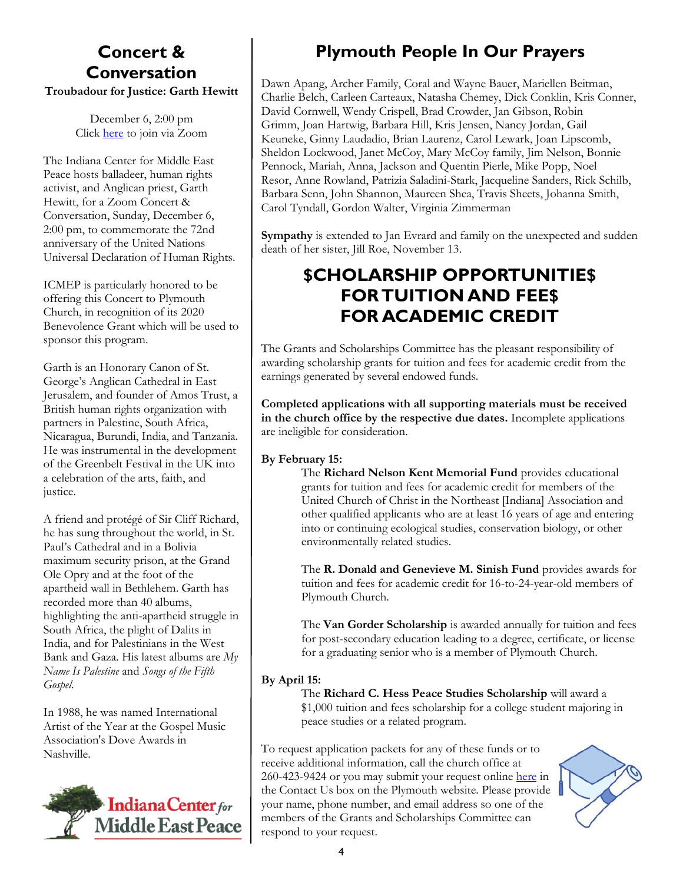## Concert & Conversation

**Troubadour for Justice: Garth Hewitt**

December 6, 2:00 pm
Click here to join via Zoom

The Indiana Center for Middle East Peace hosts balladeer, human rights activist, and Anglican priest, Garth Hewitt, for a Zoom Concert & Conversation, Sunday, December 6, 2:00 pm, to commemorate the 72nd anniversary of the United Nations Universal Declaration of Human Rights.

ICMEP is particularly honored to be offering this Concert to Plymouth Church, in recognition of its 2020 Benevolence Grant which will be used to sponsor this program.

Garth is an Honorary Canon of St. George's Anglican Cathedral in East Jerusalem, and founder of Amos Trust, a British human rights organization with partners in Palestine, South Africa, Nicaragua, Burundi, India, and Tanzania. He was instrumental in the development of the Greenbelt Festival in the UK into a celebration of the arts, faith, and justice.

A friend and protégé of Sir Cliff Richard, he has sung throughout the world, in St. Paul's Cathedral and in a Bolivia maximum security prison, at the Grand Ole Opry and at the foot of the apartheid wall in Bethlehem. Garth has recorded more than 40 albums, highlighting the anti-apartheid struggle in South Africa, the plight of Dalits in India, and for Palestinians in the West Bank and Gaza. His latest albums are *My Name Is Palestine* and *Songs of the Fifth Gospel*.

In 1988, he was named International Artist of the Year at the Gospel Music Association's Dove Awards in Nashville.

Indiana Center *for* Middle East Peace

## Plymouth People In Our Prayers

Dawn Apang, Archer Family, Coral and Wayne Bauer, Mariellen Beitman, Charlie Belch, Carleen Carteaux, Natasha Chemey, Dick Conklin, Kris Conner, David Cornwell, Wendy Crispell, Brad Crowder, Jan Gibson, Robin Grimm, Joan Hartwig, Barbara Hill, Kris Jensen, Nancy Jordan, Gail Keuneke, Ginny Laudadio, Brian Laurenz, Carol Lewark, Joan Lipscomb, Sheldon Lockwood, Janet McCoy, Mary McCoy family, Jim Nelson, Bonnie Pennock, Mariah, Anna, Jackson and Quentin Pierle, Mike Popp, Noel Resor, Anne Rowland, Patrizia Saladini-Stark, Jacqueline Sanders, Rick Schilb, Barbara Senn, John Shannon, Maureen Shea, Travis Sheets, Johanna Smith, Carol Tyndall, Gordon Walter, Virginia Zimmerman

**Sympathy** is extended to Jan Evrard and family on the unexpected and sudden death of her sister, Jill Roe, November 13.

## $CHOLARSHIP OPPORTUNITIE$ FOR TUITION AND FEE$ FOR ACADEMIC CREDIT

The Grants and Scholarships Committee has the pleasant responsibility of awarding scholarship grants for tuition and fees for academic credit from the earnings generated by several endowed funds.

**Completed applications with all supporting materials must be received in the church office by the respective due dates.** Incomplete applications are ineligible for consideration.

**By February 15:**

The **Richard Nelson Kent Memorial Fund** provides educational grants for tuition and fees for academic credit for members of the United Church of Christ in the Northeast [Indiana] Association and other qualified applicants who are at least 16 years of age and entering into or continuing ecological studies, conservation biology, or other environmentally related studies.

The **R. Donald and Genevieve M. Sinish Fund** provides awards for tuition and fees for academic credit for 16-to-24-year-old members of Plymouth Church.

The **Van Gorder Scholarship** is awarded annually for tuition and fees for post-secondary education leading to a degree, certificate, or license for a graduating senior who is a member of Plymouth Church.

**By April 15:**

The **Richard C. Hess Peace Studies Scholarship** will award a $1,000 tuition and fees scholarship for a college student majoring in peace studies or a related program.

To request application packets for any of these funds or to receive additional information, call the church office at 260-423-9424 or you may submit your request online here in the Contact Us box on the Plymouth website. Please provide your name, phone number, and email address so one of the members of the Grants and Scholarships Committee can respond to your request.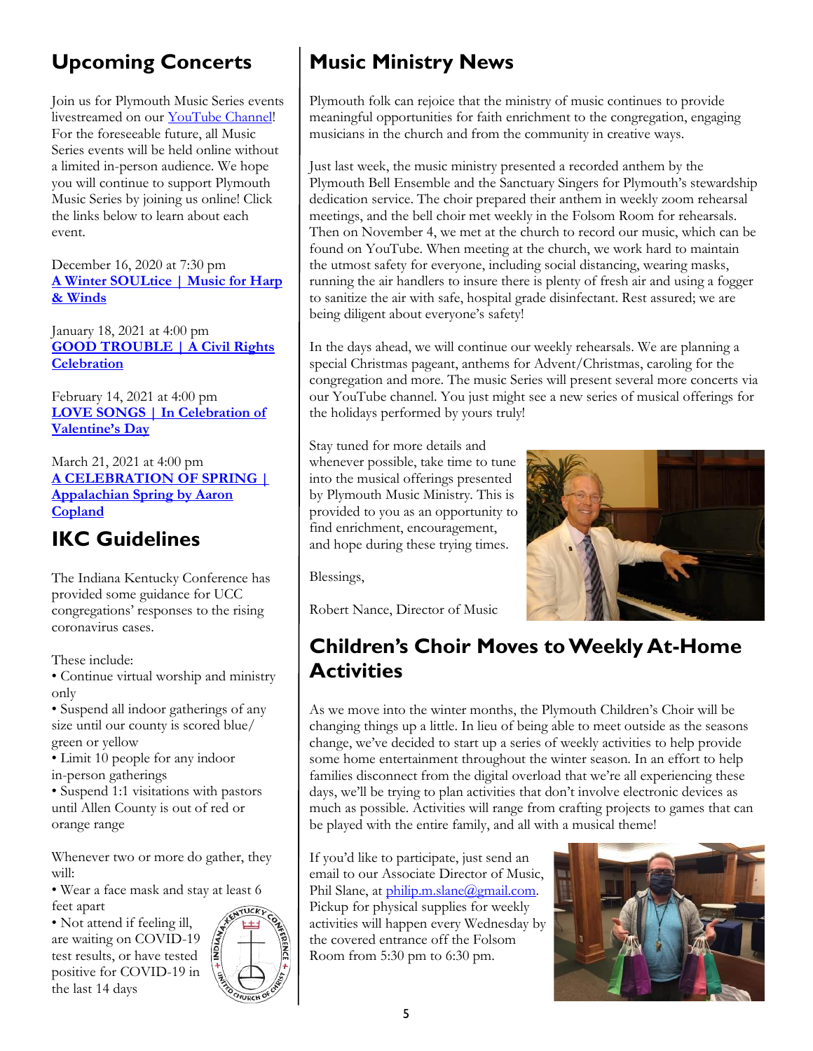## Upcoming Concerts

Join us for Plymouth Music Series events livestreamed on our YouTube Channel! For the foreseeable future, all Music Series events will be held online without a limited in-person audience. We hope you will continue to support Plymouth Music Series by joining us online! Click the links below to learn about each event.

December 16, 2020 at 7:30 pm
**A Winter SOULtice | Music for Harp & Winds**

January 18, 2021 at 4:00 pm
**GOOD TROUBLE | A Civil Rights Celebration**

February 14, 2021 at 4:00 pm
**LOVE SONGS | In Celebration of Valentine's Day**

March 21, 2021 at 4:00 pm
**A CELEBRATION OF SPRING | Appalachian Spring by Aaron Copland**

## IKC Guidelines

The Indiana Kentucky Conference has provided some guidance for UCC congregations' responses to the rising coronavirus cases.

These include:

- Continue virtual worship and ministry only
- Suspend all indoor gatherings of any size until our county is scored blue/ green or yellow
- Limit 10 people for any indoor in-person gatherings
- Suspend 1:1 visitations with pastors until Allen County is out of red or orange range

Whenever two or more do gather, they will:

- Wear a face mask and stay at least 6 feet apart
- Not attend if feeling ill, are waiting on COVID-19 test results, or have tested positive for COVID-19 in the last 14 days

## Music Ministry News

Plymouth folk can rejoice that the ministry of music continues to provide meaningful opportunities for faith enrichment to the congregation, engaging musicians in the church and from the community in creative ways.

Just last week, the music ministry presented a recorded anthem by the Plymouth Bell Ensemble and the Sanctuary Singers for Plymouth's stewardship dedication service. The choir prepared their anthem in weekly zoom rehearsal meetings, and the bell choir met weekly in the Folsom Room for rehearsals. Then on November 4, we met at the church to record our music, which can be found on YouTube. When meeting at the church, we work hard to maintain the utmost safety for everyone, including social distancing, wearing masks, running the air handlers to insure there is plenty of fresh air and using a fogger to sanitize the air with safe, hospital grade disinfectant. Rest assured; we are being diligent about everyone's safety!

In the days ahead, we will continue our weekly rehearsals. We are planning a special Christmas pageant, anthems for Advent/Christmas, caroling for the congregation and more. The music Series will present several more concerts via our YouTube channel. You just might see a new series of musical offerings for the holidays performed by yours truly!

Stay tuned for more details and whenever possible, take time to tune into the musical offerings presented by Plymouth Music Ministry. This is provided to you as an opportunity to find enrichment, encouragement, and hope during these trying times.

Blessings,

Robert Nance, Director of Music

## Children's Choir Moves to Weekly At-Home Activities

As we move into the winter months, the Plymouth Children's Choir will be changing things up a little. In lieu of being able to meet outside as the seasons change, we've decided to start up a series of weekly activities to help provide some home entertainment throughout the winter season. In an effort to help families disconnect from the digital overload that we're all experiencing these days, we'll be trying to plan activities that don't involve electronic devices as much as possible. Activities will range from crafting projects to games that can be played with the entire family, and all with a musical theme!

If you'd like to participate, just send an email to our Associate Director of Music, Phil Slane, at philip.m.slane@gmail.com. Pickup for physical supplies for weekly activities will happen every Wednesday by the covered entrance off the Folsom Room from 5:30 pm to 6:30 pm.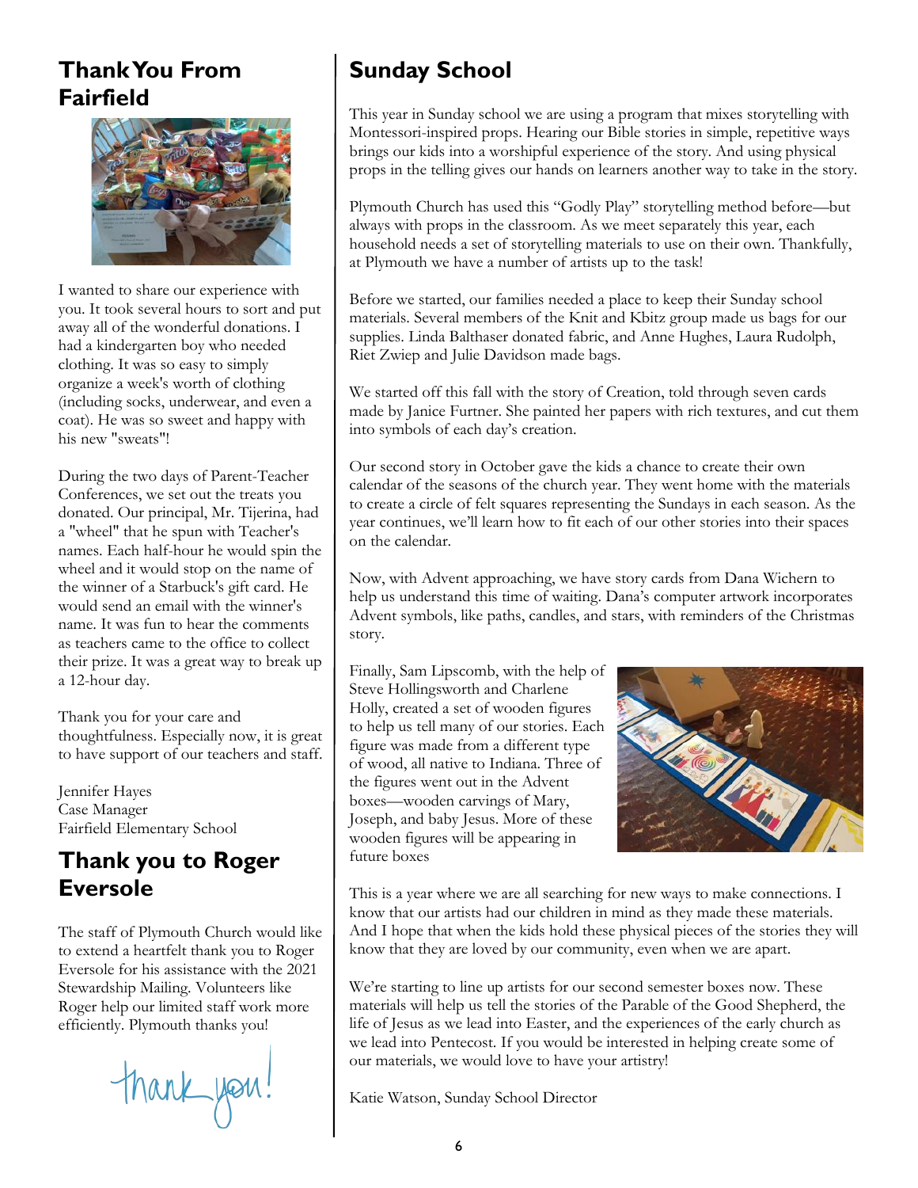## Thank You From Fairfield

I wanted to share our experience with you. It took several hours to sort and put away all of the wonderful donations. I had a kindergarten boy who needed clothing. It was so easy to simply organize a week's worth of clothing (including socks, underwear, and even a coat). He was so sweet and happy with his new "sweats"!

During the two days of Parent-Teacher Conferences, we set out the treats you donated. Our principal, Mr. Tijerina, had a "wheel" that he spun with Teacher's names. Each half-hour he would spin the wheel and it would stop on the name of the winner of a Starbuck's gift card. He would send an email with the winner's name. It was fun to hear the comments as teachers came to the office to collect their prize. It was a great way to break up a 12-hour day.

Thank you for your care and thoughtfulness. Especially now, it is great to have support of our teachers and staff.

Jennifer Hayes
Case Manager
Fairfield Elementary School

## Thank you to Roger Eversole

The staff of Plymouth Church would like to extend a heartfelt thank you to Roger Eversole for his assistance with the 2021 Stewardship Mailing. Volunteers like Roger help our limited staff work more efficiently. Plymouth thanks you!

thank you!

## Sunday School

This year in Sunday school we are using a program that mixes storytelling with Montessori-inspired props. Hearing our Bible stories in simple, repetitive ways brings our kids into a worshipful experience of the story. And using physical props in the telling gives our hands on learners another way to take in the story.

Plymouth Church has used this "Godly Play" storytelling method before—but always with props in the classroom. As we meet separately this year, each household needs a set of storytelling materials to use on their own. Thankfully, at Plymouth we have a number of artists up to the task!

Before we started, our families needed a place to keep their Sunday school materials. Several members of the Knit and Kbitz group made us bags for our supplies. Linda Balthaser donated fabric, and Anne Hughes, Laura Rudolph, Riet Zwiep and Julie Davidson made bags.

We started off this fall with the story of Creation, told through seven cards made by Janice Furtner. She painted her papers with rich textures, and cut them into symbols of each day's creation.

Our second story in October gave the kids a chance to create their own calendar of the seasons of the church year. They went home with the materials to create a circle of felt squares representing the Sundays in each season. As the year continues, we'll learn how to fit each of our other stories into their spaces on the calendar.

Now, with Advent approaching, we have story cards from Dana Wichern to help us understand this time of waiting. Dana's computer artwork incorporates Advent symbols, like paths, candles, and stars, with reminders of the Christmas story.

Finally, Sam Lipscomb, with the help of Steve Hollingsworth and Charlene Holly, created a set of wooden figures to help us tell many of our stories. Each figure was made from a different type of wood, all native to Indiana. Three of the figures went out in the Advent boxes—wooden carvings of Mary, Joseph, and baby Jesus. More of these wooden figures will be appearing in future boxes

This is a year where we are all searching for new ways to make connections. I know that our artists had our children in mind as they made these materials. And I hope that when the kids hold these physical pieces of the stories they will know that they are loved by our community, even when we are apart.

We're starting to line up artists for our second semester boxes now. These materials will help us tell the stories of the Parable of the Good Shepherd, the life of Jesus as we lead into Easter, and the experiences of the early church as we lead into Pentecost. If you would be interested in helping create some of our materials, we would love to have your artistry!

Katie Watson, Sunday School Director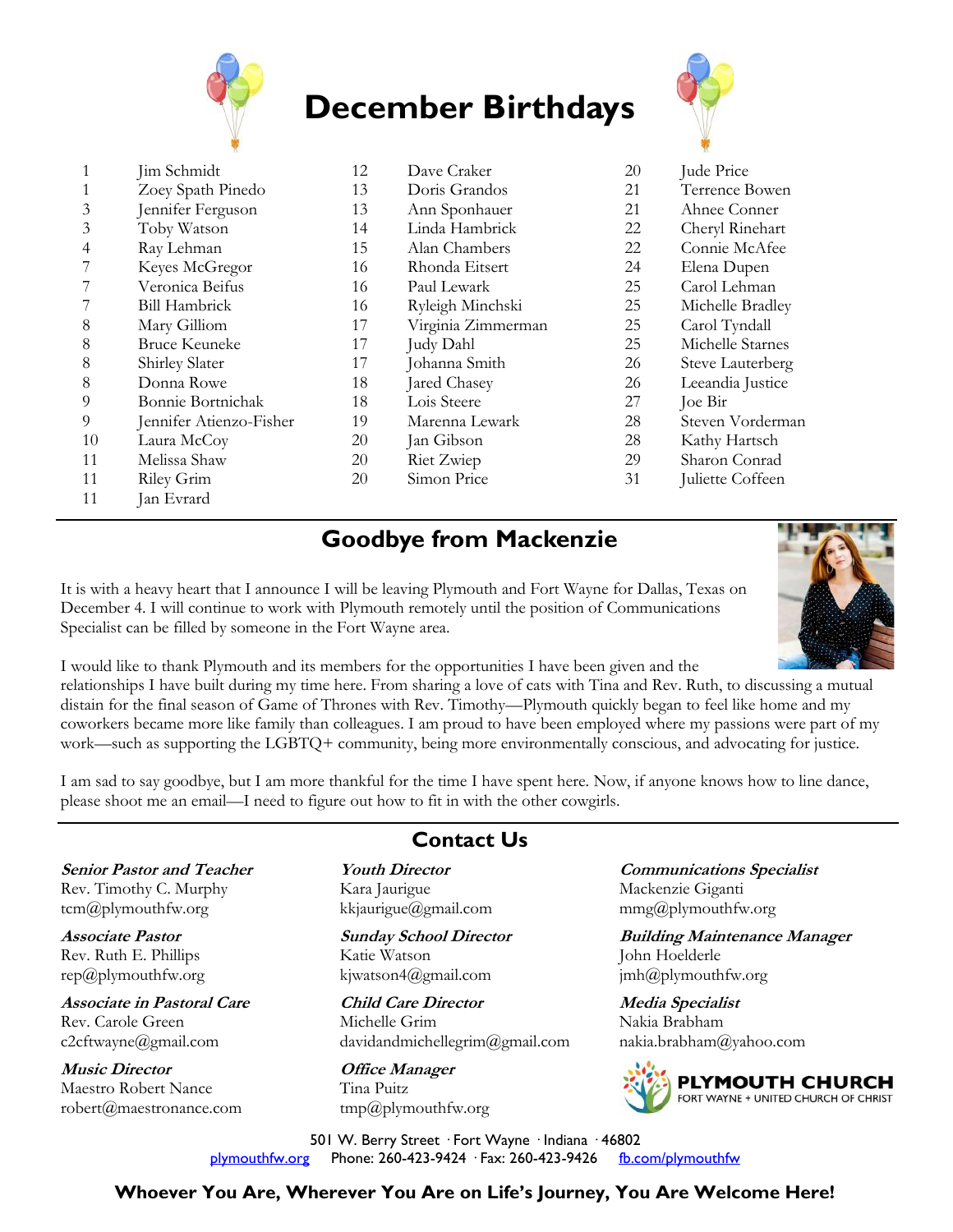# December Birthdays

| | | | | | |
|---|---|---|---|---|---|
| 1 | Jim Schmidt | 12 | Dave Craker | 20 | Jude Price |
| 1 | Zoey Spath Pinedo | 13 | Doris Grandos | 21 | Terrence Bowen |
| 3 | Jennifer Ferguson | 13 | Ann Sponhauer | 21 | Ahnee Conner |
| 3 | Toby Watson | 14 | Linda Hambrick | 22 | Cheryl Rinehart |
| 4 | Ray Lehman | 15 | Alan Chambers | 22 | Connie McAfee |
| 7 | Keyes McGregor | 16 | Rhonda Eitsert | 24 | Elena Dupen |
| 7 | Veronica Beifus | 16 | Paul Lewark | 25 | Carol Lehman |
| 7 | Bill Hambrick | 16 | Ryleigh Minchski | 25 | Michelle Bradley |
| 8 | Mary Gilliom | 17 | Virginia Zimmerman | 25 | Carol Tyndall |
| 8 | Bruce Keuneke | 17 | Judy Dahl | 25 | Michelle Starnes |
| 8 | Shirley Slater | 17 | Johanna Smith | 26 | Steve Lauterberg |
| 8 | Donna Rowe | 18 | Jared Chasey | 26 | Leeandia Justice |
| 9 | Bonnie Bortnichak | 18 | Lois Steere | 27 | Joe Bir |
| 9 | Jennifer Atienzo-Fisher | 19 | Marenna Lewark | 28 | Steven Vorderman |
| 10 | Laura McCoy | 20 | Jan Gibson | 28 | Kathy Hartsch |
| 11 | Melissa Shaw | 20 | Riet Zwiep | 29 | Sharon Conrad |
| 11 | Riley Grim | 20 | Simon Price | 31 | Juliette Coffeen |
| 11 | Jan Evrard | | | | |

## Goodbye from Mackenzie

It is with a heavy heart that I announce I will be leaving Plymouth and Fort Wayne for Dallas, Texas on December 4. I will continue to work with Plymouth remotely until the position of Communications Specialist can be filled by someone in the Fort Wayne area.

I would like to thank Plymouth and its members for the opportunities I have been given and the relationships I have built during my time here. From sharing a love of cats with Tina and Rev. Ruth, to discussing a mutual distain for the final season of Game of Thrones with Rev. Timothy—Plymouth quickly began to feel like home and my coworkers became more like family than colleagues. I am proud to have been employed where my passions were part of my work—such as supporting the LGBTQ+ community, being more environmentally conscious, and advocating for justice.

I am sad to say goodbye, but I am more thankful for the time I have spent here. Now, if anyone knows how to line dance, please shoot me an email—I need to figure out how to fit in with the other cowgirls.

## Contact Us

***Senior Pastor and Teacher***
Rev. Timothy C. Murphy
tcm@plymouthfw.org

***Associate Pastor***
Rev. Ruth E. Phillips
rep@plymouthfw.org

***Associate in Pastoral Care***
Rev. Carole Green
c2cftwayne@gmail.com

***Music Director***
Maestro Robert Nance
robert@maestronance.com

***Youth Director***
Kara Jaurigue
kkjaurigue@gmail.com

***Sunday School Director***
Katie Watson
kjwatson4@gmail.com

***Child Care Director***
Michelle Grim
davidandmichellegrim@gmail.com

***Office Manager***
Tina Puitz
tmp@plymouthfw.org

***Communications Specialist***
Mackenzie Giganti
mmg@plymouthfw.org

***Building Maintenance Manager***
John Hoelderle
jmh@plymouthfw.org

***Media Specialist***
Nakia Brabham
nakia.brabham@yahoo.com

PLYMOUTH CHURCH
FORT WAYNE + UNITED CHURCH OF CHRIST

501 W. Berry Street · Fort Wayne · Indiana · 46802
plymouthfw.org Phone: 260-423-9424 · Fax: 260-423-9426 fb.com/plymouthfw

**Whoever You Are, Wherever You Are on Life's Journey, You Are Welcome Here!**